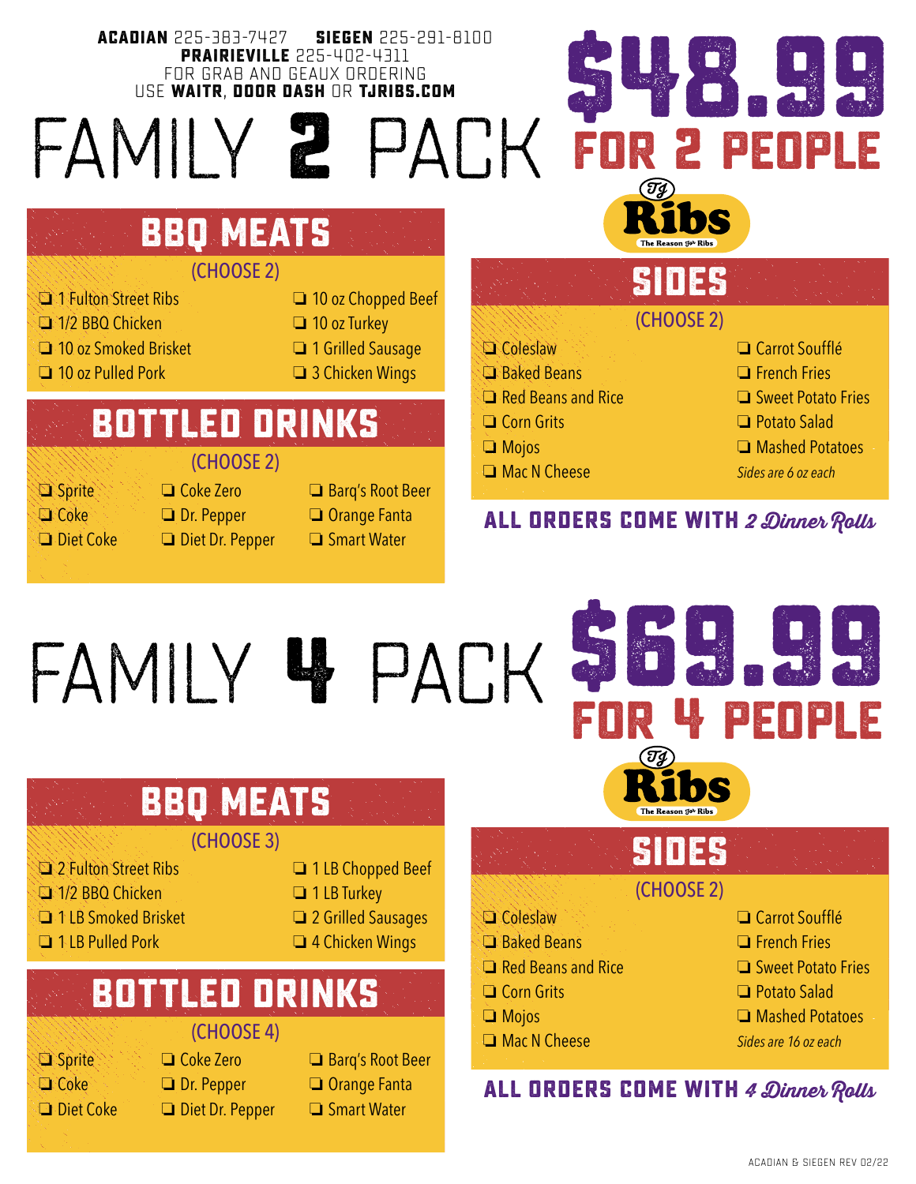**ACADIAN** 225-383-7427 **SIEGEN** 225-291-8100
**PRAIRIEVILLE** 225-402-4311
FOR GRAB AND GEAUX ORDERING
USE **WAITR**, **DOOR DASH** OR **TJRIBS.COM**

# FAMILY 2 PACK

## $48.99 FOR 2 PEOPLE

TJ Ribs — The Reason for Ribs

### BBQ MEATS

(CHOOSE 2)

- ❏ 1 Fulton Street Ribs
- ❏ 1/2 BBQ Chicken
- ❏ 10 oz Smoked Brisket
- ❏ 10 oz Pulled Pork
- ❏ 10 oz Chopped Beef
- ❏ 10 oz Turkey
- ❏ 1 Grilled Sausage
- ❏ 3 Chicken Wings

### BOTTLED DRINKS

(CHOOSE 2)

- ❏ Sprite
- ❏ Coke
- ❏ Diet Coke
- ❏ Coke Zero
- ❏ Dr. Pepper
- ❏ Diet Dr. Pepper
- ❏ Barq's Root Beer
- ❏ Orange Fanta
- ❏ Smart Water

### SIDES

(CHOOSE 2)

- ❏ Coleslaw
- ❏ Baked Beans
- ❏ Red Beans and Rice
- ❏ Corn Grits
- ❏ Mojos
- ❏ Mac N Cheese
- ❏ Carrot Soufflé
- ❏ French Fries
- ❏ Sweet Potato Fries
- ❏ Potato Salad
- ❏ Mashed Potatoes

*Sides are 6 oz each*

**ALL ORDERS COME WITH *2 Dinner Rolls***

# FAMILY 4 PACK

## $69.99 FOR 4 PEOPLE

TJ Ribs — The Reason for Ribs

### BBQ MEATS

(CHOOSE 3)

- ❏ 2 Fulton Street Ribs
- ❏ 1/2 BBQ Chicken
- ❏ 1 LB Smoked Brisket
- ❏ 1 LB Pulled Pork
- ❏ 1 LB Chopped Beef
- ❏ 1 LB Turkey
- ❏ 2 Grilled Sausages
- ❏ 4 Chicken Wings

### BOTTLED DRINKS

(CHOOSE 4)

- ❏ Sprite
- ❏ Coke
- ❏ Diet Coke
- ❏ Coke Zero
- ❏ Dr. Pepper
- ❏ Diet Dr. Pepper
- ❏ Barq's Root Beer
- ❏ Orange Fanta
- ❏ Smart Water

### SIDES

(CHOOSE 2)

- ❏ Coleslaw
- ❏ Baked Beans
- ❏ Red Beans and Rice
- ❏ Corn Grits
- ❏ Mojos
- ❏ Mac N Cheese
- ❏ Carrot Soufflé
- ❏ French Fries
- ❏ Sweet Potato Fries
- ❏ Potato Salad
- ❏ Mashed Potatoes

*Sides are 16 oz each*

**ALL ORDERS COME WITH *4 Dinner Rolls***

ACADIAN & SIEGEN REV 02/22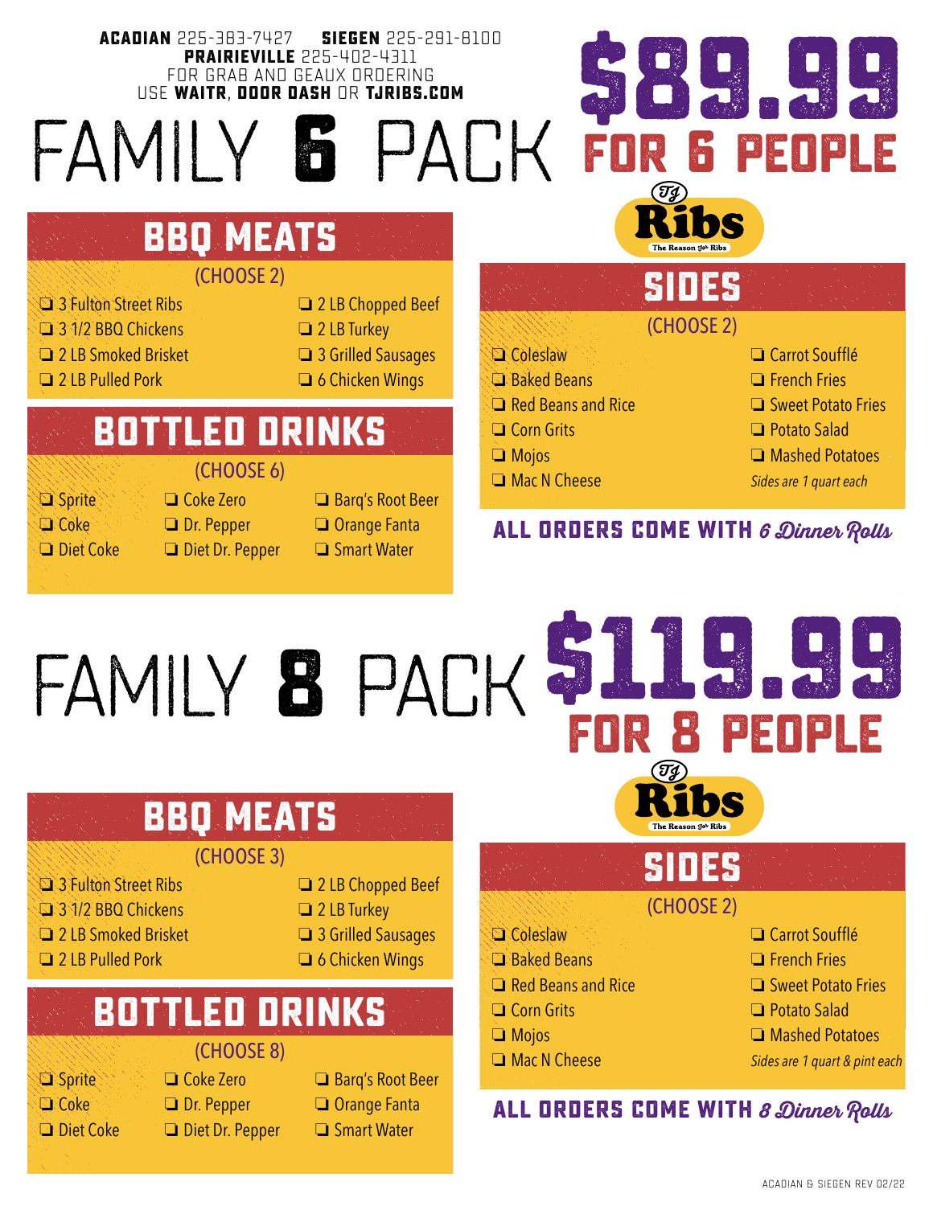**ACADIAN** 225-383-7427 **SIEGEN** 225-291-8100
**PRAIRIEVILLE** 225-402-4311
FOR GRAB AND GEAUX ORDERING
USE **WAITR**, **DOOR DASH** OR **TJRIBS.COM**

# FAMILY 6 PACK

# $89.99 FOR 6 PEOPLE

TJ Ribs – The Reason for Ribs

## BBQ MEATS

(CHOOSE 2)

- ❑ 3 Fulton Street Ribs
- ❑ 3 1/2 BBQ Chickens
- ❑ 2 LB Smoked Brisket
- ❑ 2 LB Pulled Pork
- ❑ 2 LB Chopped Beef
- ❑ 2 LB Turkey
- ❑ 3 Grilled Sausages
- ❑ 6 Chicken Wings

## BOTTLED DRINKS

(CHOOSE 6)

- ❑ Sprite
- ❑ Coke
- ❑ Diet Coke
- ❑ Coke Zero
- ❑ Dr. Pepper
- ❑ Diet Dr. Pepper
- ❑ Barq's Root Beer
- ❑ Orange Fanta
- ❑ Smart Water

## SIDES

(CHOOSE 2)

- ❑ Coleslaw
- ❑ Baked Beans
- ❑ Red Beans and Rice
- ❑ Corn Grits
- ❑ Mojos
- ❑ Mac N Cheese
- ❑ Carrot Soufflé
- ❑ French Fries
- ❑ Sweet Potato Fries
- ❑ Potato Salad
- ❑ Mashed Potatoes

*Sides are 1 quart each*

**ALL ORDERS COME WITH *6 Dinner Rolls***

# FAMILY 8 PACK

# $119.99 FOR 8 PEOPLE

TJ Ribs – The Reason for Ribs

## BBQ MEATS

(CHOOSE 3)

- ❑ 3 Fulton Street Ribs
- ❑ 3 1/2 BBQ Chickens
- ❑ 2 LB Smoked Brisket
- ❑ 2 LB Pulled Pork
- ❑ 2 LB Chopped Beef
- ❑ 2 LB Turkey
- ❑ 3 Grilled Sausages
- ❑ 6 Chicken Wings

## BOTTLED DRINKS

(CHOOSE 8)

- ❑ Sprite
- ❑ Coke
- ❑ Diet Coke
- ❑ Coke Zero
- ❑ Dr. Pepper
- ❑ Diet Dr. Pepper
- ❑ Barq's Root Beer
- ❑ Orange Fanta
- ❑ Smart Water

## SIDES

(CHOOSE 2)

- ❑ Coleslaw
- ❑ Baked Beans
- ❑ Red Beans and Rice
- ❑ Corn Grits
- ❑ Mojos
- ❑ Mac N Cheese
- ❑ Carrot Soufflé
- ❑ French Fries
- ❑ Sweet Potato Fries
- ❑ Potato Salad
- ❑ Mashed Potatoes

*Sides are 1 quart & pint each*

**ALL ORDERS COME WITH *8 Dinner Rolls***

ACADIAN & SIEGEN REV 02/22